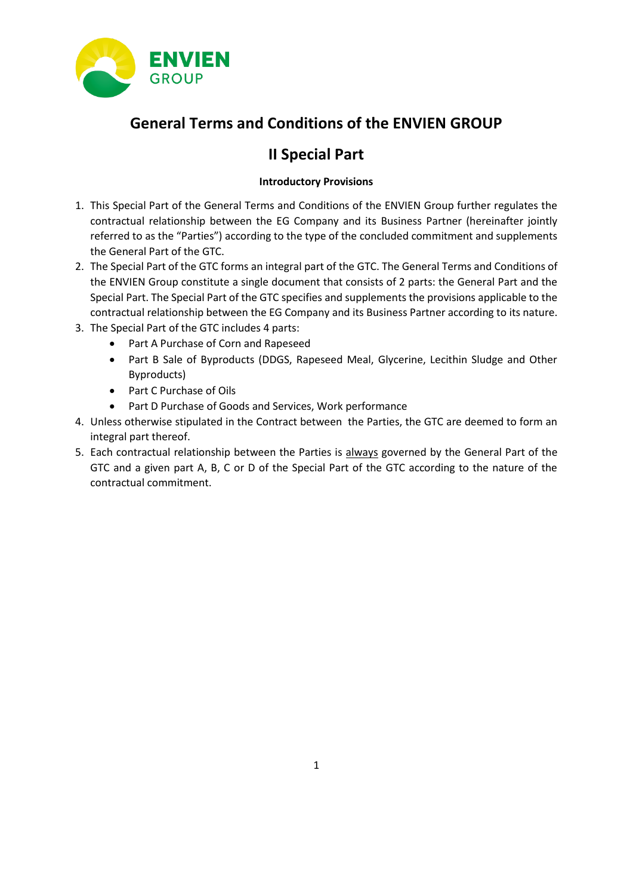# General Terms and Conditions of the ENVIEN GROUP

## II Special Part

### Introductory Provisions

1. This Special Part of the General Terms and Conditions of the ENVIEN Group further regulates the contractual relationship between the EG Company and its Business Partner (hereinafter jointly referred to as the "Parties") according to the type of the concluded commitment and supplements the General Part of the GTC.
2. The Special Part of the GTC forms an integral part of the GTC. The General Terms and Conditions of the ENVIEN Group constitute a single document that consists of 2 parts: the General Part and the Special Part. The Special Part of the GTC specifies and supplements the provisions applicable to the contractual relationship between the EG Company and its Business Partner according to its nature.
3. The Special Part of the GTC includes 4 parts:
   - Part A Purchase of Corn and Rapeseed
   - Part B Sale of Byproducts (DDGS, Rapeseed Meal, Glycerine, Lecithin Sludge and Other Byproducts)
   - Part C Purchase of Oils
   - Part D Purchase of Goods and Services, Work performance
4. Unless otherwise stipulated in the Contract between the Parties, the GTC are deemed to form an integral part thereof.
5. Each contractual relationship between the Parties is always governed by the General Part of the GTC and a given part A, B, C or D of the Special Part of the GTC according to the nature of the contractual commitment.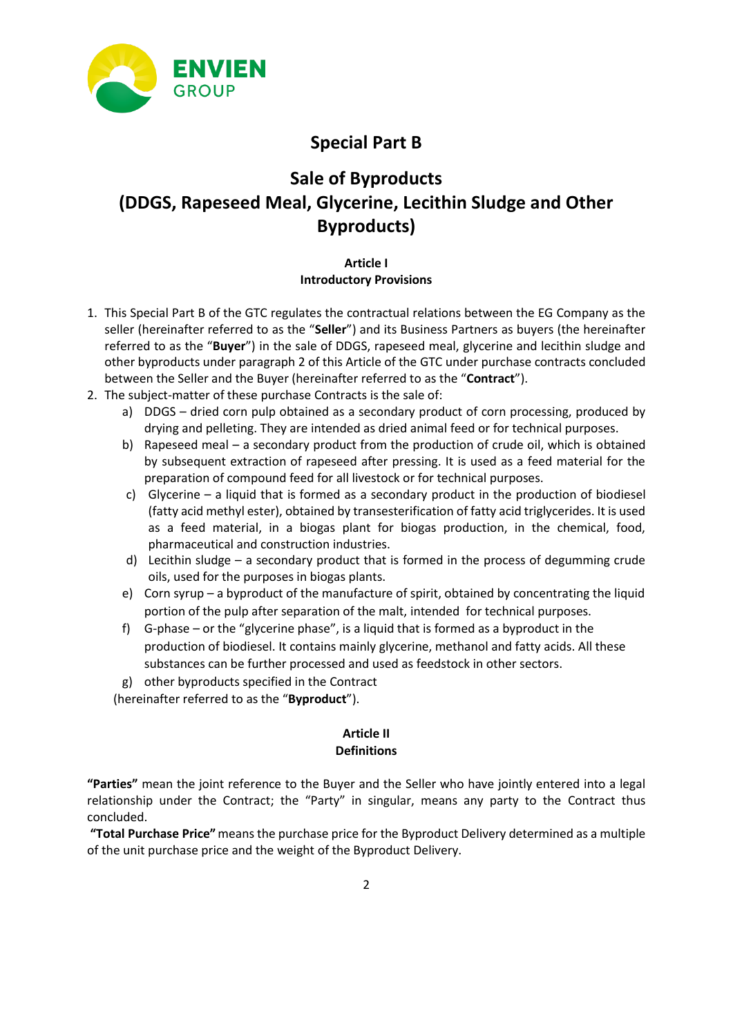# Special Part B

# Sale of Byproducts (DDGS, Rapeseed Meal, Glycerine, Lecithin Sludge and Other Byproducts)

## Article I
## Introductory Provisions

1. This Special Part B of the GTC regulates the contractual relations between the EG Company as the seller (hereinafter referred to as the "**Seller**") and its Business Partners as buyers (the hereinafter referred to as the "**Buyer**") in the sale of DDGS, rapeseed meal, glycerine and lecithin sludge and other byproducts under paragraph 2 of this Article of the GTC under purchase contracts concluded between the Seller and the Buyer (hereinafter referred to as the "**Contract**").
2. The subject-matter of these purchase Contracts is the sale of:
   a) DDGS – dried corn pulp obtained as a secondary product of corn processing, produced by drying and pelleting. They are intended as dried animal feed or for technical purposes.
   b) Rapeseed meal – a secondary product from the production of crude oil, which is obtained by subsequent extraction of rapeseed after pressing. It is used as a feed material for the preparation of compound feed for all livestock or for technical purposes.
   c) Glycerine – a liquid that is formed as a secondary product in the production of biodiesel (fatty acid methyl ester), obtained by transesterification of fatty acid triglycerides. It is used as a feed material, in a biogas plant for biogas production, in the chemical, food, pharmaceutical and construction industries.
   d) Lecithin sludge – a secondary product that is formed in the process of degumming crude oils, used for the purposes in biogas plants.
   e) Corn syrup – a byproduct of the manufacture of spirit, obtained by concentrating the liquid portion of the pulp after separation of the malt, intended for technical purposes.
   f) G-phase – or the "glycerine phase", is a liquid that is formed as a byproduct in the production of biodiesel. It contains mainly glycerine, methanol and fatty acids. All these substances can be further processed and used as feedstock in other sectors.
   g) other byproducts specified in the Contract

   (hereinafter referred to as the "**Byproduct**").

## Article II
## Definitions

**"Parties"** mean the joint reference to the Buyer and the Seller who have jointly entered into a legal relationship under the Contract; the "Party" in singular, means any party to the Contract thus concluded.

**"Total Purchase Price"** means the purchase price for the Byproduct Delivery determined as a multiple of the unit purchase price and the weight of the Byproduct Delivery.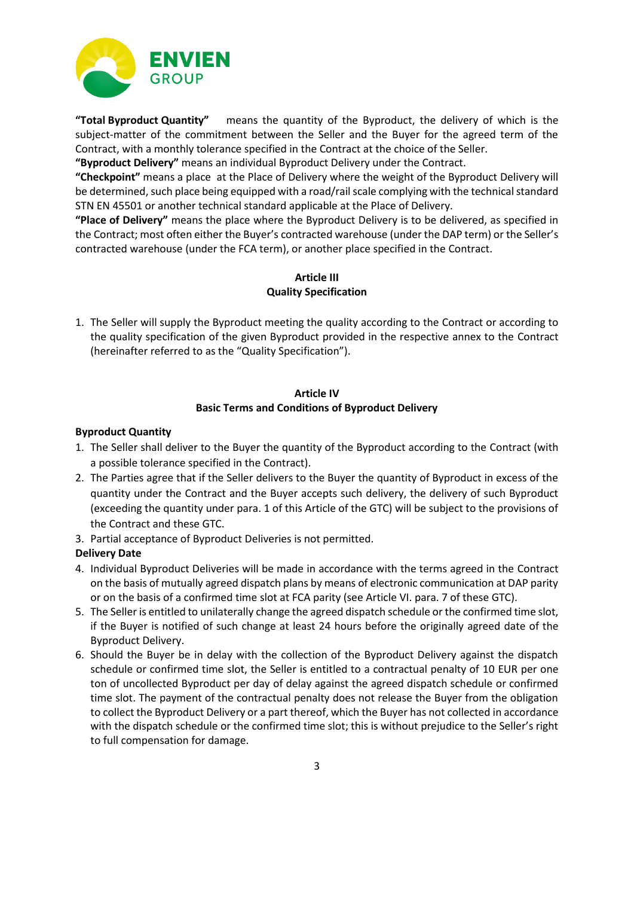**"Total Byproduct Quantity"** means the quantity of the Byproduct, the delivery of which is the subject-matter of the commitment between the Seller and the Buyer for the agreed term of the Contract, with a monthly tolerance specified in the Contract at the choice of the Seller.

**"Byproduct Delivery"** means an individual Byproduct Delivery under the Contract.

**"Checkpoint"** means a place at the Place of Delivery where the weight of the Byproduct Delivery will be determined, such place being equipped with a road/rail scale complying with the technical standard STN EN 45501 or another technical standard applicable at the Place of Delivery.

**"Place of Delivery"** means the place where the Byproduct Delivery is to be delivered, as specified in the Contract; most often either the Buyer's contracted warehouse (under the DAP term) or the Seller's contracted warehouse (under the FCA term), or another place specified in the Contract.

## Article III
## Quality Specification

1. The Seller will supply the Byproduct meeting the quality according to the Contract or according to the quality specification of the given Byproduct provided in the respective annex to the Contract (hereinafter referred to as the "Quality Specification").

## Article IV
## Basic Terms and Conditions of Byproduct Delivery

**Byproduct Quantity**

1. The Seller shall deliver to the Buyer the quantity of the Byproduct according to the Contract (with a possible tolerance specified in the Contract).
2. The Parties agree that if the Seller delivers to the Buyer the quantity of Byproduct in excess of the quantity under the Contract and the Buyer accepts such delivery, the delivery of such Byproduct (exceeding the quantity under para. 1 of this Article of the GTC) will be subject to the provisions of the Contract and these GTC.
3. Partial acceptance of Byproduct Deliveries is not permitted.

**Delivery Date**

4. Individual Byproduct Deliveries will be made in accordance with the terms agreed in the Contract on the basis of mutually agreed dispatch plans by means of electronic communication at DAP parity or on the basis of a confirmed time slot at FCA parity (see Article VI. para. 7 of these GTC).
5. The Seller is entitled to unilaterally change the agreed dispatch schedule or the confirmed time slot, if the Buyer is notified of such change at least 24 hours before the originally agreed date of the Byproduct Delivery.
6. Should the Buyer be in delay with the collection of the Byproduct Delivery against the dispatch schedule or confirmed time slot, the Seller is entitled to a contractual penalty of 10 EUR per one ton of uncollected Byproduct per day of delay against the agreed dispatch schedule or confirmed time slot. The payment of the contractual penalty does not release the Buyer from the obligation to collect the Byproduct Delivery or a part thereof, which the Buyer has not collected in accordance with the dispatch schedule or the confirmed time slot; this is without prejudice to the Seller's right to full compensation for damage.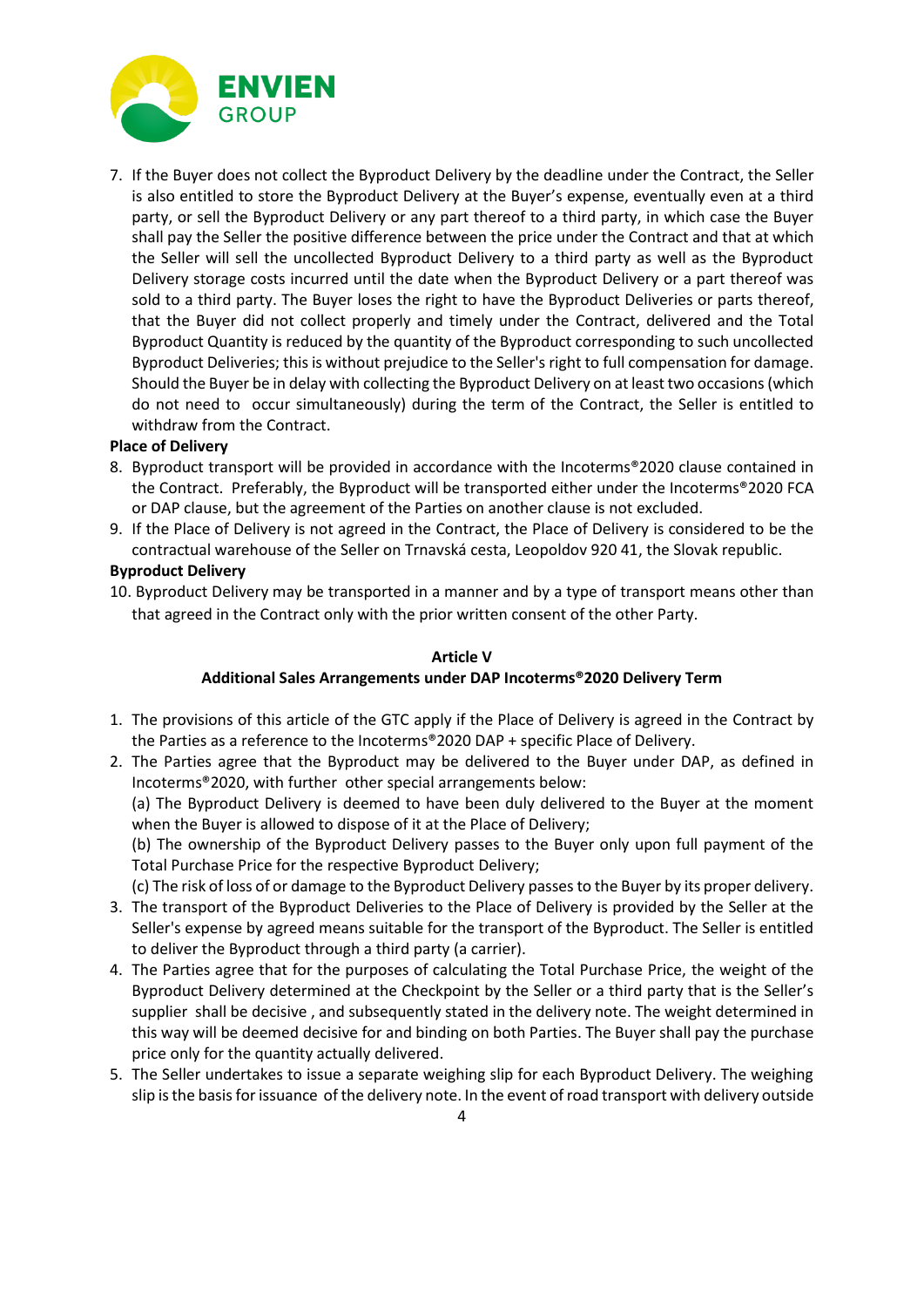7. If the Buyer does not collect the Byproduct Delivery by the deadline under the Contract, the Seller is also entitled to store the Byproduct Delivery at the Buyer's expense, eventually even at a third party, or sell the Byproduct Delivery or any part thereof to a third party, in which case the Buyer shall pay the Seller the positive difference between the price under the Contract and that at which the Seller will sell the uncollected Byproduct Delivery to a third party as well as the Byproduct Delivery storage costs incurred until the date when the Byproduct Delivery or a part thereof was sold to a third party. The Buyer loses the right to have the Byproduct Deliveries or parts thereof, that the Buyer did not collect properly and timely under the Contract, delivered and the Total Byproduct Quantity is reduced by the quantity of the Byproduct corresponding to such uncollected Byproduct Deliveries; this is without prejudice to the Seller's right to full compensation for damage. Should the Buyer be in delay with collecting the Byproduct Delivery on at least two occasions (which do not need to occur simultaneously) during the term of the Contract, the Seller is entitled to withdraw from the Contract.

**Place of Delivery**

8. Byproduct transport will be provided in accordance with the Incoterms®2020 clause contained in the Contract. Preferably, the Byproduct will be transported either under the Incoterms®2020 FCA or DAP clause, but the agreement of the Parties on another clause is not excluded.
9. If the Place of Delivery is not agreed in the Contract, the Place of Delivery is considered to be the contractual warehouse of the Seller on Trnavská cesta, Leopoldov 920 41, the Slovak republic.

**Byproduct Delivery**

10. Byproduct Delivery may be transported in a manner and by a type of transport means other than that agreed in the Contract only with the prior written consent of the other Party.

## Article V
## Additional Sales Arrangements under DAP Incoterms®2020 Delivery Term

1. The provisions of this article of the GTC apply if the Place of Delivery is agreed in the Contract by the Parties as a reference to the Incoterms®2020 DAP + specific Place of Delivery.
2. The Parties agree that the Byproduct may be delivered to the Buyer under DAP, as defined in Incoterms®2020, with further other special arrangements below:
   (a) The Byproduct Delivery is deemed to have been duly delivered to the Buyer at the moment when the Buyer is allowed to dispose of it at the Place of Delivery;
   (b) The ownership of the Byproduct Delivery passes to the Buyer only upon full payment of the Total Purchase Price for the respective Byproduct Delivery;
   (c) The risk of loss of or damage to the Byproduct Delivery passes to the Buyer by its proper delivery.
3. The transport of the Byproduct Deliveries to the Place of Delivery is provided by the Seller at the Seller's expense by agreed means suitable for the transport of the Byproduct. The Seller is entitled to deliver the Byproduct through a third party (a carrier).
4. The Parties agree that for the purposes of calculating the Total Purchase Price, the weight of the Byproduct Delivery determined at the Checkpoint by the Seller or a third party that is the Seller's supplier shall be decisive , and subsequently stated in the delivery note. The weight determined in this way will be deemed decisive for and binding on both Parties. The Buyer shall pay the purchase price only for the quantity actually delivered.
5. The Seller undertakes to issue a separate weighing slip for each Byproduct Delivery. The weighing slip is the basis for issuance of the delivery note. In the event of road transport with delivery outside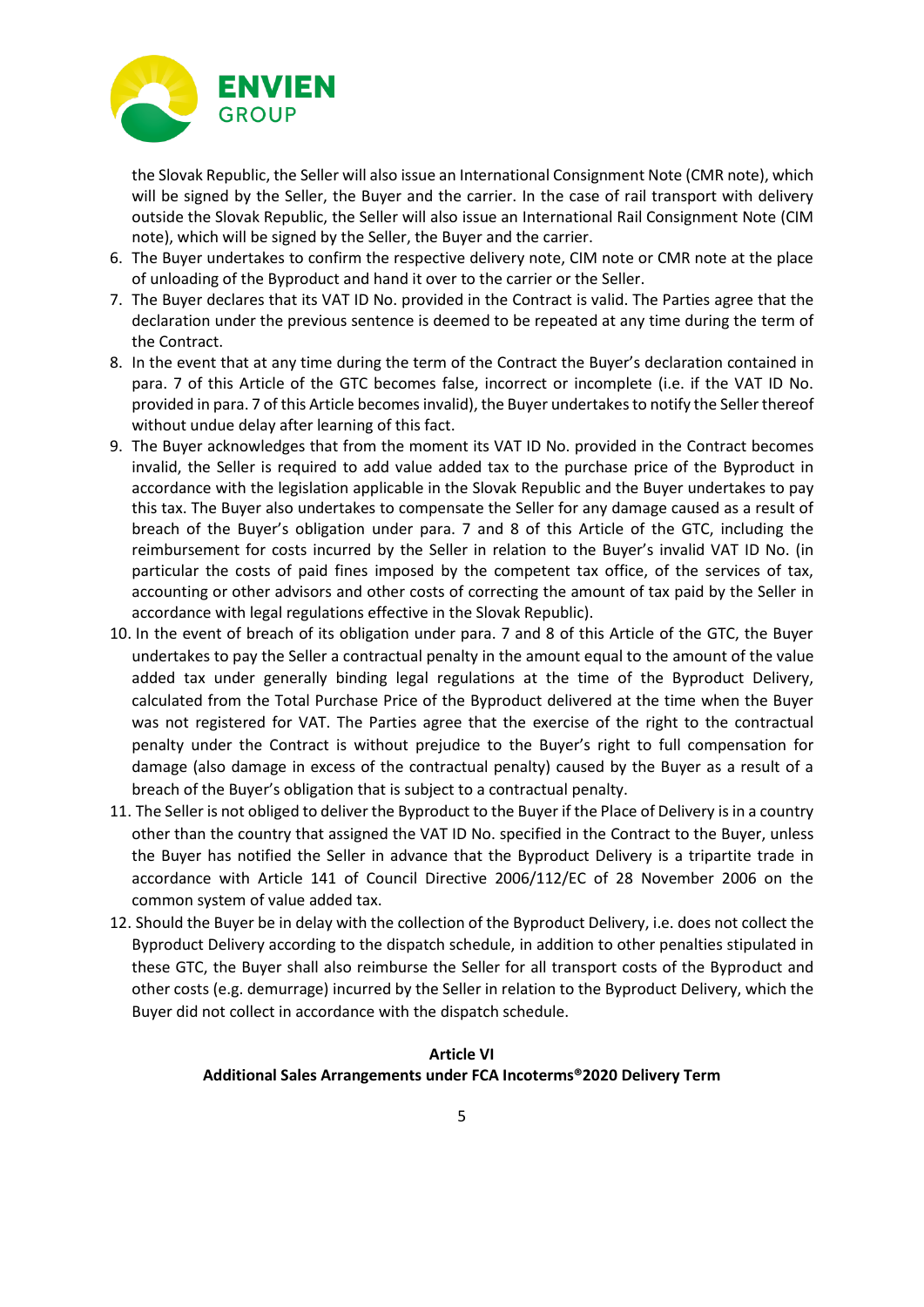the Slovak Republic, the Seller will also issue an International Consignment Note (CMR note), which will be signed by the Seller, the Buyer and the carrier. In the case of rail transport with delivery outside the Slovak Republic, the Seller will also issue an International Rail Consignment Note (CIM note), which will be signed by the Seller, the Buyer and the carrier.

6. The Buyer undertakes to confirm the respective delivery note, CIM note or CMR note at the place of unloading of the Byproduct and hand it over to the carrier or the Seller.
7. The Buyer declares that its VAT ID No. provided in the Contract is valid. The Parties agree that the declaration under the previous sentence is deemed to be repeated at any time during the term of the Contract.
8. In the event that at any time during the term of the Contract the Buyer's declaration contained in para. 7 of this Article of the GTC becomes false, incorrect or incomplete (i.e. if the VAT ID No. provided in para. 7 of this Article becomes invalid), the Buyer undertakes to notify the Seller thereof without undue delay after learning of this fact.
9. The Buyer acknowledges that from the moment its VAT ID No. provided in the Contract becomes invalid, the Seller is required to add value added tax to the purchase price of the Byproduct in accordance with the legislation applicable in the Slovak Republic and the Buyer undertakes to pay this tax. The Buyer also undertakes to compensate the Seller for any damage caused as a result of breach of the Buyer's obligation under para. 7 and 8 of this Article of the GTC, including the reimbursement for costs incurred by the Seller in relation to the Buyer's invalid VAT ID No. (in particular the costs of paid fines imposed by the competent tax office, of the services of tax, accounting or other advisors and other costs of correcting the amount of tax paid by the Seller in accordance with legal regulations effective in the Slovak Republic).
10. In the event of breach of its obligation under para. 7 and 8 of this Article of the GTC, the Buyer undertakes to pay the Seller a contractual penalty in the amount equal to the amount of the value added tax under generally binding legal regulations at the time of the Byproduct Delivery, calculated from the Total Purchase Price of the Byproduct delivered at the time when the Buyer was not registered for VAT. The Parties agree that the exercise of the right to the contractual penalty under the Contract is without prejudice to the Buyer's right to full compensation for damage (also damage in excess of the contractual penalty) caused by the Buyer as a result of a breach of the Buyer's obligation that is subject to a contractual penalty.
11. The Seller is not obliged to deliver the Byproduct to the Buyer if the Place of Delivery is in a country other than the country that assigned the VAT ID No. specified in the Contract to the Buyer, unless the Buyer has notified the Seller in advance that the Byproduct Delivery is a tripartite trade in accordance with Article 141 of Council Directive 2006/112/EC of 28 November 2006 on the common system of value added tax.
12. Should the Buyer be in delay with the collection of the Byproduct Delivery, i.e. does not collect the Byproduct Delivery according to the dispatch schedule, in addition to other penalties stipulated in these GTC, the Buyer shall also reimburse the Seller for all transport costs of the Byproduct and other costs (e.g. demurrage) incurred by the Seller in relation to the Byproduct Delivery, which the Buyer did not collect in accordance with the dispatch schedule.

## Article VI
## Additional Sales Arrangements under FCA Incoterms®2020 Delivery Term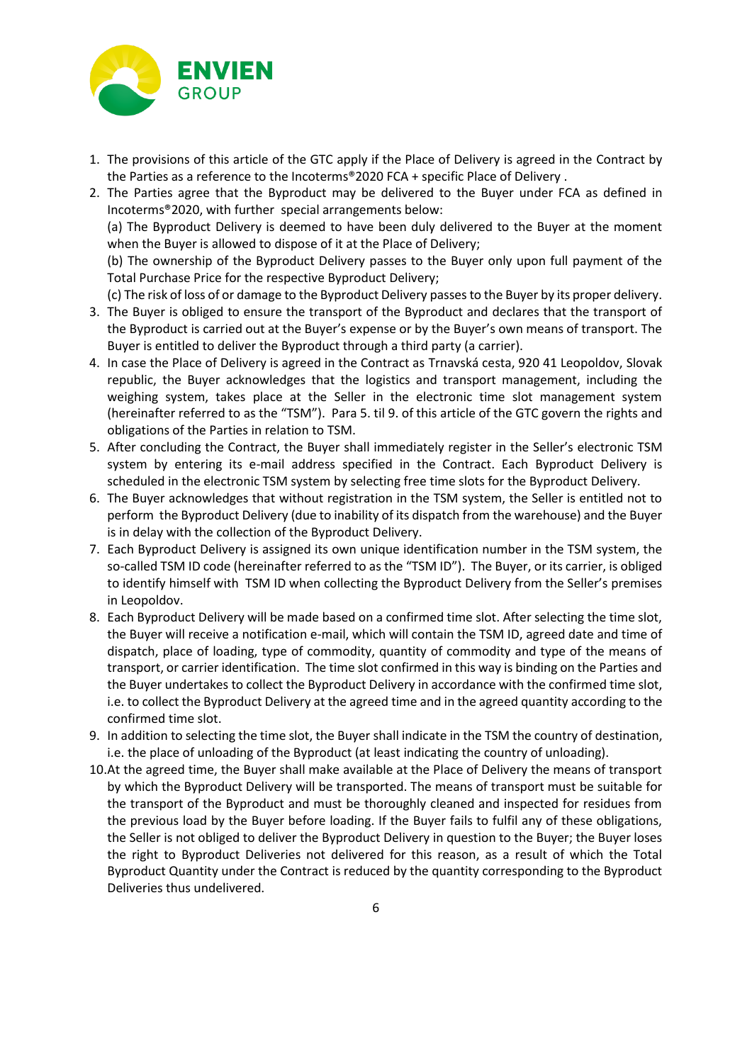1. The provisions of this article of the GTC apply if the Place of Delivery is agreed in the Contract by the Parties as a reference to the Incoterms®2020 FCA + specific Place of Delivery .
2. The Parties agree that the Byproduct may be delivered to the Buyer under FCA as defined in Incoterms®2020, with further special arrangements below:
   (a) The Byproduct Delivery is deemed to have been duly delivered to the Buyer at the moment when the Buyer is allowed to dispose of it at the Place of Delivery;
   (b) The ownership of the Byproduct Delivery passes to the Buyer only upon full payment of the Total Purchase Price for the respective Byproduct Delivery;
   (c) The risk of loss of or damage to the Byproduct Delivery passes to the Buyer by its proper delivery.
3. The Buyer is obliged to ensure the transport of the Byproduct and declares that the transport of the Byproduct is carried out at the Buyer's expense or by the Buyer's own means of transport. The Buyer is entitled to deliver the Byproduct through a third party (a carrier).
4. In case the Place of Delivery is agreed in the Contract as Trnavská cesta, 920 41 Leopoldov, Slovak republic, the Buyer acknowledges that the logistics and transport management, including the weighing system, takes place at the Seller in the electronic time slot management system (hereinafter referred to as the "TSM"). Para 5. til 9. of this article of the GTC govern the rights and obligations of the Parties in relation to TSM.
5. After concluding the Contract, the Buyer shall immediately register in the Seller's electronic TSM system by entering its e-mail address specified in the Contract. Each Byproduct Delivery is scheduled in the electronic TSM system by selecting free time slots for the Byproduct Delivery.
6. The Buyer acknowledges that without registration in the TSM system, the Seller is entitled not to perform the Byproduct Delivery (due to inability of its dispatch from the warehouse) and the Buyer is in delay with the collection of the Byproduct Delivery.
7. Each Byproduct Delivery is assigned its own unique identification number in the TSM system, the so-called TSM ID code (hereinafter referred to as the "TSM ID"). The Buyer, or its carrier, is obliged to identify himself with TSM ID when collecting the Byproduct Delivery from the Seller's premises in Leopoldov.
8. Each Byproduct Delivery will be made based on a confirmed time slot. After selecting the time slot, the Buyer will receive a notification e-mail, which will contain the TSM ID, agreed date and time of dispatch, place of loading, type of commodity, quantity of commodity and type of the means of transport, or carrier identification. The time slot confirmed in this way is binding on the Parties and the Buyer undertakes to collect the Byproduct Delivery in accordance with the confirmed time slot, i.e. to collect the Byproduct Delivery at the agreed time and in the agreed quantity according to the confirmed time slot.
9. In addition to selecting the time slot, the Buyer shall indicate in the TSM the country of destination, i.e. the place of unloading of the Byproduct (at least indicating the country of unloading).
10. At the agreed time, the Buyer shall make available at the Place of Delivery the means of transport by which the Byproduct Delivery will be transported. The means of transport must be suitable for the transport of the Byproduct and must be thoroughly cleaned and inspected for residues from the previous load by the Buyer before loading. If the Buyer fails to fulfil any of these obligations, the Seller is not obliged to deliver the Byproduct Delivery in question to the Buyer; the Buyer loses the right to Byproduct Deliveries not delivered for this reason, as a result of which the Total Byproduct Quantity under the Contract is reduced by the quantity corresponding to the Byproduct Deliveries thus undelivered.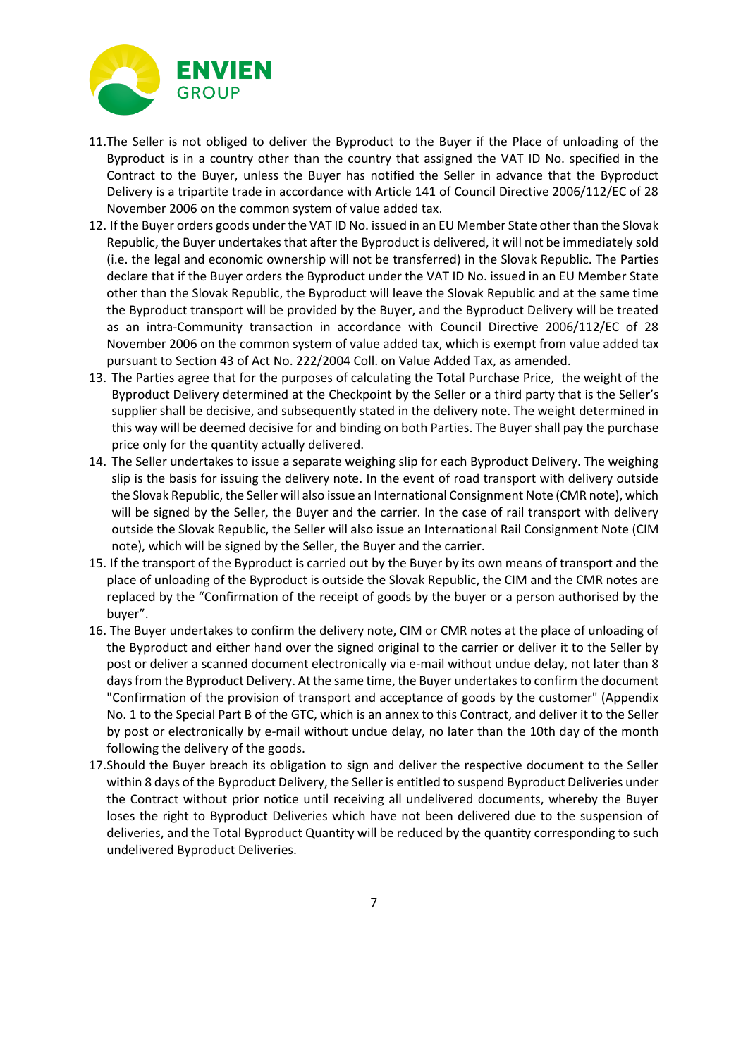11. The Seller is not obliged to deliver the Byproduct to the Buyer if the Place of unloading of the Byproduct is in a country other than the country that assigned the VAT ID No. specified in the Contract to the Buyer, unless the Buyer has notified the Seller in advance that the Byproduct Delivery is a tripartite trade in accordance with Article 141 of Council Directive 2006/112/EC of 28 November 2006 on the common system of value added tax.
12. If the Buyer orders goods under the VAT ID No. issued in an EU Member State other than the Slovak Republic, the Buyer undertakes that after the Byproduct is delivered, it will not be immediately sold (i.e. the legal and economic ownership will not be transferred) in the Slovak Republic. The Parties declare that if the Buyer orders the Byproduct under the VAT ID No. issued in an EU Member State other than the Slovak Republic, the Byproduct will leave the Slovak Republic and at the same time the Byproduct transport will be provided by the Buyer, and the Byproduct Delivery will be treated as an intra-Community transaction in accordance with Council Directive 2006/112/EC of 28 November 2006 on the common system of value added tax, which is exempt from value added tax pursuant to Section 43 of Act No. 222/2004 Coll. on Value Added Tax, as amended.
13. The Parties agree that for the purposes of calculating the Total Purchase Price, the weight of the Byproduct Delivery determined at the Checkpoint by the Seller or a third party that is the Seller's supplier shall be decisive, and subsequently stated in the delivery note. The weight determined in this way will be deemed decisive for and binding on both Parties. The Buyer shall pay the purchase price only for the quantity actually delivered.
14. The Seller undertakes to issue a separate weighing slip for each Byproduct Delivery. The weighing slip is the basis for issuing the delivery note. In the event of road transport with delivery outside the Slovak Republic, the Seller will also issue an International Consignment Note (CMR note), which will be signed by the Seller, the Buyer and the carrier. In the case of rail transport with delivery outside the Slovak Republic, the Seller will also issue an International Rail Consignment Note (CIM note), which will be signed by the Seller, the Buyer and the carrier.
15. If the transport of the Byproduct is carried out by the Buyer by its own means of transport and the place of unloading of the Byproduct is outside the Slovak Republic, the CIM and the CMR notes are replaced by the "Confirmation of the receipt of goods by the buyer or a person authorised by the buyer".
16. The Buyer undertakes to confirm the delivery note, CIM or CMR notes at the place of unloading of the Byproduct and either hand over the signed original to the carrier or deliver it to the Seller by post or deliver a scanned document electronically via e-mail without undue delay, not later than 8 days from the Byproduct Delivery. At the same time, the Buyer undertakes to confirm the document "Confirmation of the provision of transport and acceptance of goods by the customer" (Appendix No. 1 to the Special Part B of the GTC, which is an annex to this Contract, and deliver it to the Seller by post or electronically by e-mail without undue delay, no later than the 10th day of the month following the delivery of the goods.
17. Should the Buyer breach its obligation to sign and deliver the respective document to the Seller within 8 days of the Byproduct Delivery, the Seller is entitled to suspend Byproduct Deliveries under the Contract without prior notice until receiving all undelivered documents, whereby the Buyer loses the right to Byproduct Deliveries which have not been delivered due to the suspension of deliveries, and the Total Byproduct Quantity will be reduced by the quantity corresponding to such undelivered Byproduct Deliveries.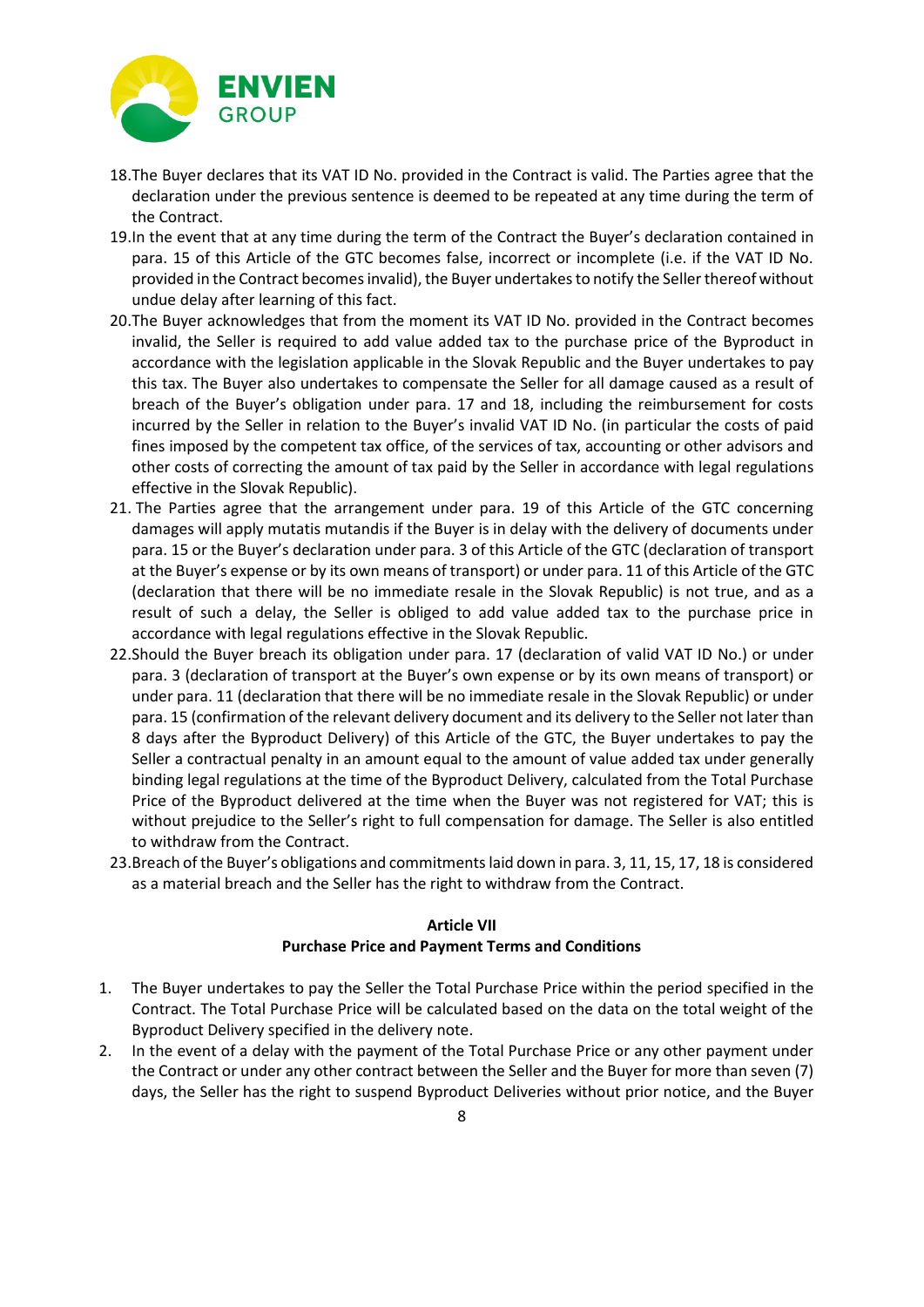18. The Buyer declares that its VAT ID No. provided in the Contract is valid. The Parties agree that the declaration under the previous sentence is deemed to be repeated at any time during the term of the Contract.
19. In the event that at any time during the term of the Contract the Buyer's declaration contained in para. 15 of this Article of the GTC becomes false, incorrect or incomplete (i.e. if the VAT ID No. provided in the Contract becomes invalid), the Buyer undertakes to notify the Seller thereof without undue delay after learning of this fact.
20. The Buyer acknowledges that from the moment its VAT ID No. provided in the Contract becomes invalid, the Seller is required to add value added tax to the purchase price of the Byproduct in accordance with the legislation applicable in the Slovak Republic and the Buyer undertakes to pay this tax. The Buyer also undertakes to compensate the Seller for all damage caused as a result of breach of the Buyer's obligation under para. 17 and 18, including the reimbursement for costs incurred by the Seller in relation to the Buyer's invalid VAT ID No. (in particular the costs of paid fines imposed by the competent tax office, of the services of tax, accounting or other advisors and other costs of correcting the amount of tax paid by the Seller in accordance with legal regulations effective in the Slovak Republic).
21. The Parties agree that the arrangement under para. 19 of this Article of the GTC concerning damages will apply mutatis mutandis if the Buyer is in delay with the delivery of documents under para. 15 or the Buyer's declaration under para. 3 of this Article of the GTC (declaration of transport at the Buyer's expense or by its own means of transport) or under para. 11 of this Article of the GTC (declaration that there will be no immediate resale in the Slovak Republic) is not true, and as a result of such a delay, the Seller is obliged to add value added tax to the purchase price in accordance with legal regulations effective in the Slovak Republic.
22. Should the Buyer breach its obligation under para. 17 (declaration of valid VAT ID No.) or under para. 3 (declaration of transport at the Buyer's own expense or by its own means of transport) or under para. 11 (declaration that there will be no immediate resale in the Slovak Republic) or under para. 15 (confirmation of the relevant delivery document and its delivery to the Seller not later than 8 days after the Byproduct Delivery) of this Article of the GTC, the Buyer undertakes to pay the Seller a contractual penalty in an amount equal to the amount of value added tax under generally binding legal regulations at the time of the Byproduct Delivery, calculated from the Total Purchase Price of the Byproduct delivered at the time when the Buyer was not registered for VAT; this is without prejudice to the Seller's right to full compensation for damage. The Seller is also entitled to withdraw from the Contract.
23. Breach of the Buyer's obligations and commitments laid down in para. 3, 11, 15, 17, 18 is considered as a material breach and the Seller has the right to withdraw from the Contract.

## Article VII
## Purchase Price and Payment Terms and Conditions

1. The Buyer undertakes to pay the Seller the Total Purchase Price within the period specified in the Contract. The Total Purchase Price will be calculated based on the data on the total weight of the Byproduct Delivery specified in the delivery note.
2. In the event of a delay with the payment of the Total Purchase Price or any other payment under the Contract or under any other contract between the Seller and the Buyer for more than seven (7) days, the Seller has the right to suspend Byproduct Deliveries without prior notice, and the Buyer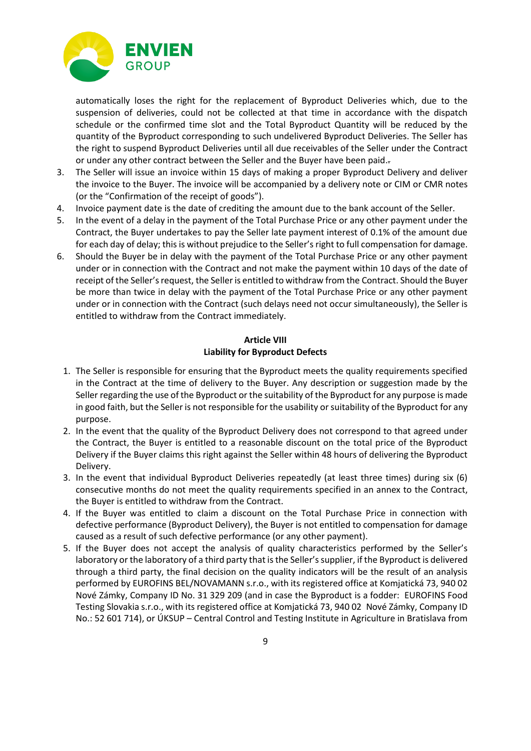automatically loses the right for the replacement of Byproduct Deliveries which, due to the suspension of deliveries, could not be collected at that time in accordance with the dispatch schedule or the confirmed time slot and the Total Byproduct Quantity will be reduced by the quantity of the Byproduct corresponding to such undelivered Byproduct Deliveries. The Seller has the right to suspend Byproduct Deliveries until all due receivables of the Seller under the Contract or under any other contract between the Seller and the Buyer have been paid.

3. The Seller will issue an invoice within 15 days of making a proper Byproduct Delivery and deliver the invoice to the Buyer. The invoice will be accompanied by a delivery note or CIM or CMR notes (or the "Confirmation of the receipt of goods").
4. Invoice payment date is the date of crediting the amount due to the bank account of the Seller.
5. In the event of a delay in the payment of the Total Purchase Price or any other payment under the Contract, the Buyer undertakes to pay the Seller late payment interest of 0.1% of the amount due for each day of delay; this is without prejudice to the Seller's right to full compensation for damage.
6. Should the Buyer be in delay with the payment of the Total Purchase Price or any other payment under or in connection with the Contract and not make the payment within 10 days of the date of receipt of the Seller's request, the Seller is entitled to withdraw from the Contract. Should the Buyer be more than twice in delay with the payment of the Total Purchase Price or any other payment under or in connection with the Contract (such delays need not occur simultaneously), the Seller is entitled to withdraw from the Contract immediately.

**Article VIII**
**Liability for Byproduct Defects**

1. The Seller is responsible for ensuring that the Byproduct meets the quality requirements specified in the Contract at the time of delivery to the Buyer. Any description or suggestion made by the Seller regarding the use of the Byproduct or the suitability of the Byproduct for any purpose is made in good faith, but the Seller is not responsible for the usability or suitability of the Byproduct for any purpose.
2. In the event that the quality of the Byproduct Delivery does not correspond to that agreed under the Contract, the Buyer is entitled to a reasonable discount on the total price of the Byproduct Delivery if the Buyer claims this right against the Seller within 48 hours of delivering the Byproduct Delivery.
3. In the event that individual Byproduct Deliveries repeatedly (at least three times) during six (6) consecutive months do not meet the quality requirements specified in an annex to the Contract, the Buyer is entitled to withdraw from the Contract.
4. If the Buyer was entitled to claim a discount on the Total Purchase Price in connection with defective performance (Byproduct Delivery), the Buyer is not entitled to compensation for damage caused as a result of such defective performance (or any other payment).
5. If the Buyer does not accept the analysis of quality characteristics performed by the Seller's laboratory or the laboratory of a third party that is the Seller's supplier, if the Byproduct is delivered through a third party, the final decision on the quality indicators will be the result of an analysis performed by EUROFINS BEL/NOVAMANN s.r.o., with its registered office at Komjatická 73, 940 02 Nové Zámky, Company ID No. 31 329 209 (and in case the Byproduct is a fodder: EUROFINS Food Testing Slovakia s.r.o., with its registered office at Komjatická 73, 940 02 Nové Zámky, Company ID No.: 52 601 714), or ÚKSUP – Central Control and Testing Institute in Agriculture in Bratislava from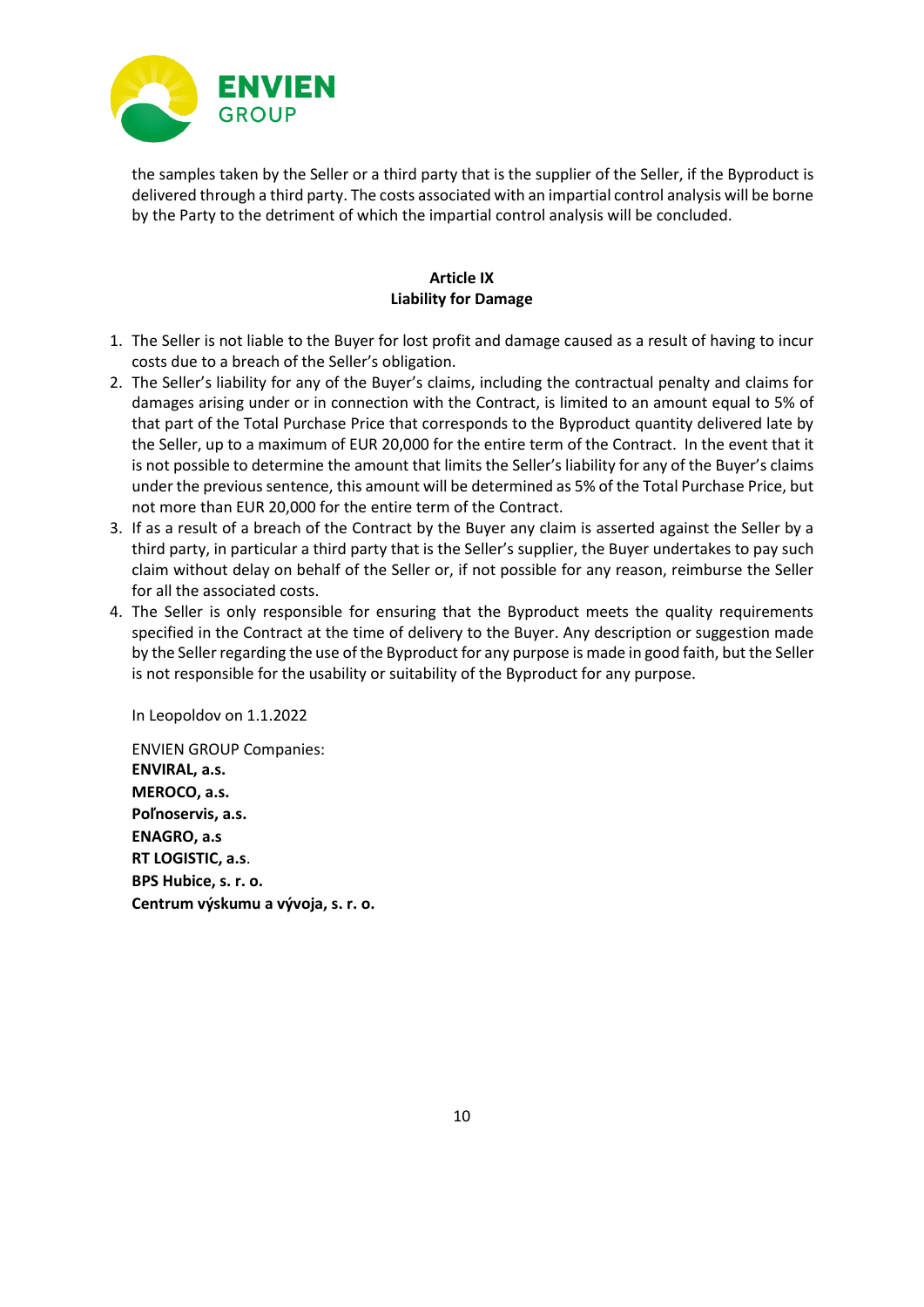the samples taken by the Seller or a third party that is the supplier of the Seller, if the Byproduct is delivered through a third party. The costs associated with an impartial control analysis will be borne by the Party to the detriment of which the impartial control analysis will be concluded.

**Article IX**
**Liability for Damage**

1. The Seller is not liable to the Buyer for lost profit and damage caused as a result of having to incur costs due to a breach of the Seller's obligation.
2. The Seller's liability for any of the Buyer's claims, including the contractual penalty and claims for damages arising under or in connection with the Contract, is limited to an amount equal to 5% of that part of the Total Purchase Price that corresponds to the Byproduct quantity delivered late by the Seller, up to a maximum of EUR 20,000 for the entire term of the Contract. In the event that it is not possible to determine the amount that limits the Seller's liability for any of the Buyer's claims under the previous sentence, this amount will be determined as 5% of the Total Purchase Price, but not more than EUR 20,000 for the entire term of the Contract.
3. If as a result of a breach of the Contract by the Buyer any claim is asserted against the Seller by a third party, in particular a third party that is the Seller's supplier, the Buyer undertakes to pay such claim without delay on behalf of the Seller or, if not possible for any reason, reimburse the Seller for all the associated costs.
4. The Seller is only responsible for ensuring that the Byproduct meets the quality requirements specified in the Contract at the time of delivery to the Buyer. Any description or suggestion made by the Seller regarding the use of the Byproduct for any purpose is made in good faith, but the Seller is not responsible for the usability or suitability of the Byproduct for any purpose.

In Leopoldov on 1.1.2022

ENVIEN GROUP Companies:
**ENVIRAL, a.s.**
**MEROCO, a.s.**
**Poľnoservis, a.s.**
**ENAGRO, a.s**
**RT LOGISTIC, a.s**.
**BPS Hubice, s. r. o.**
**Centrum výskumu a vývoja, s. r. o.**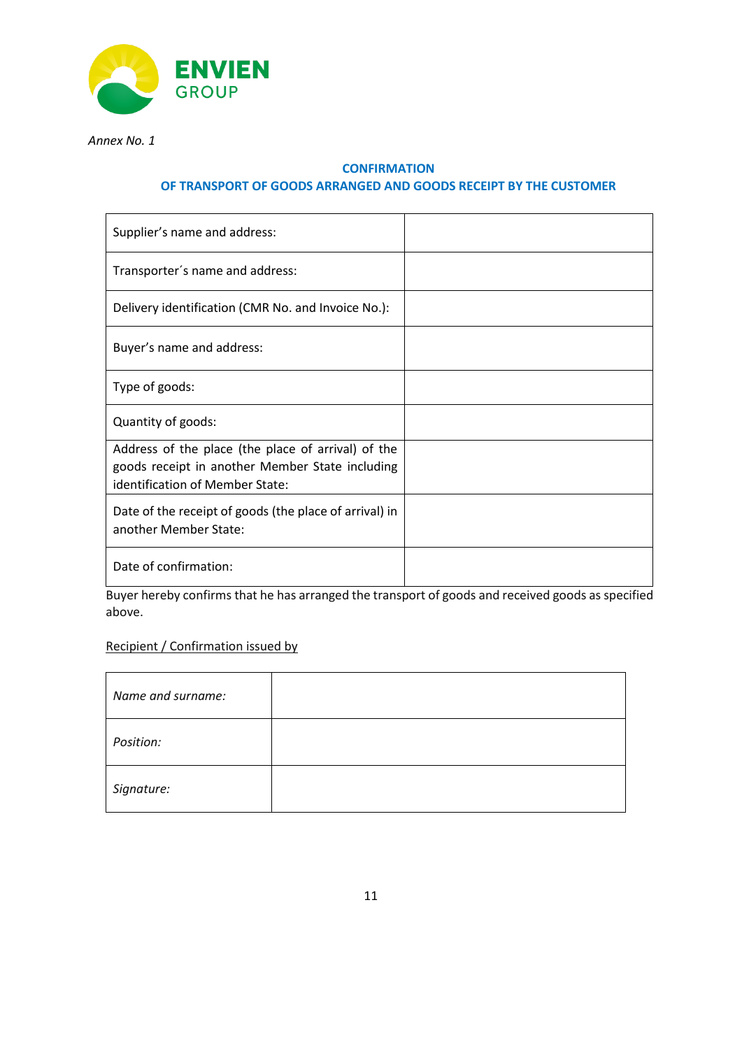ENVIEN GROUP

*Annex No. 1*

## CONFIRMATION
## OF TRANSPORT OF GOODS ARRANGED AND GOODS RECEIPT BY THE CUSTOMER

| | |
|---|---|
| Supplier's name and address: | |
| Transporter´s name and address: | |
| Delivery identification (CMR No. and Invoice No.): | |
| Buyer's name and address: | |
| Type of goods: | |
| Quantity of goods: | |
| Address of the place (the place of arrival) of the goods receipt in another Member State including identification of Member State: | |
| Date of the receipt of goods (the place of arrival) in another Member State: | |
| Date of confirmation: | |

Buyer hereby confirms that he has arranged the transport of goods and received goods as specified above.

Recipient / Confirmation issued by

| | |
|---|---|
| *Name and surname:* | |
| *Position:* | |
| *Signature:* | |